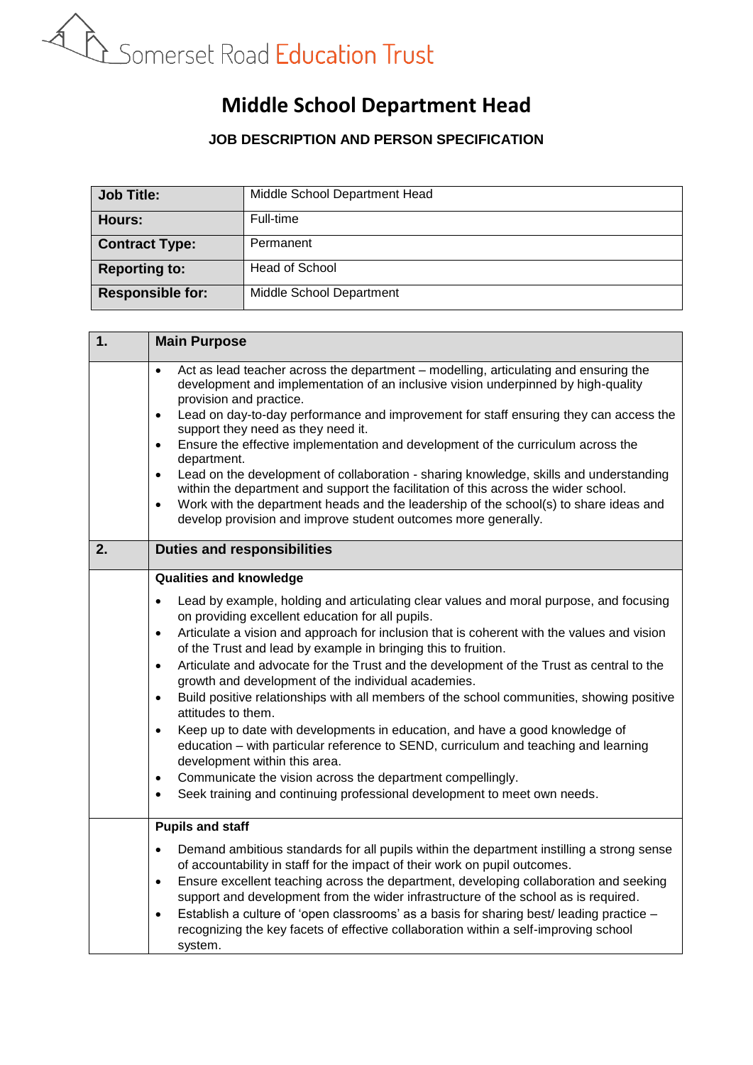Somerset Road Education Trust

# Middle School Department Head

## JOB DESCRIPTION AND PERSON SPECIFICATION

| | |
|---|---|
| **Job Title:** | Middle School Department Head |
| **Hours:** | Full-time |
| **Contract Type:** | Permanent |
| **Reporting to:** | Head of School |
| **Responsible for:** | Middle School Department |

| 1. | Main Purpose |
|---|---|
| | • Act as lead teacher across the department – modelling, articulating and ensuring the development and implementation of an inclusive vision underpinned by high-quality provision and practice.<br>• Lead on day-to-day performance and improvement for staff ensuring they can access the support they need as they need it.<br>• Ensure the effective implementation and development of the curriculum across the department.<br>• Lead on the development of collaboration - sharing knowledge, skills and understanding within the department and support the facilitation of this across the wider school.<br>• Work with the department heads and the leadership of the school(s) to share ideas and develop provision and improve student outcomes more generally. |
| **2.** | **Duties and responsibilities** |
| | **Qualities and knowledge**<br>• Lead by example, holding and articulating clear values and moral purpose, and focusing on providing excellent education for all pupils.<br>• Articulate a vision and approach for inclusion that is coherent with the values and vision of the Trust and lead by example in bringing this to fruition.<br>• Articulate and advocate for the Trust and the development of the Trust as central to the growth and development of the individual academies.<br>• Build positive relationships with all members of the school communities, showing positive attitudes to them.<br>• Keep up to date with developments in education, and have a good knowledge of education – with particular reference to SEND, curriculum and teaching and learning development within this area.<br>• Communicate the vision across the department compellingly.<br>• Seek training and continuing professional development to meet own needs. |
| | **Pupils and staff**<br>• Demand ambitious standards for all pupils within the department instilling a strong sense of accountability in staff for the impact of their work on pupil outcomes.<br>• Ensure excellent teaching across the department, developing collaboration and seeking support and development from the wider infrastructure of the school as is required.<br>• Establish a culture of 'open classrooms' as a basis for sharing best/ leading practice – recognizing the key facets of effective collaboration within a self-improving school system. |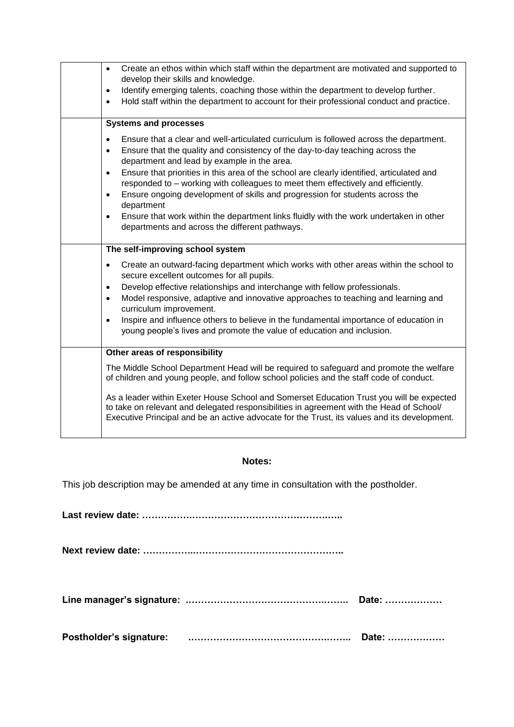| | |
|---|---|
| | • Create an ethos within which staff within the department are motivated and supported to develop their skills and knowledge.<br>• Identify emerging talents, coaching those within the department to develop further.<br>• Hold staff within the department to account for their professional conduct and practice. |
| | **Systems and processes**<br><br>• Ensure that a clear and well-articulated curriculum is followed across the department.<br>• Ensure that the quality and consistency of the day-to-day teaching across the department and lead by example in the area.<br>• Ensure that priorities in this area of the school are clearly identified, articulated and responded to – working with colleagues to meet them effectively and efficiently.<br>• Ensure ongoing development of skills and progression for students across the department<br>• Ensure that work within the department links fluidly with the work undertaken in other departments and across the different pathways. |
| | **The self-improving school system**<br><br>• Create an outward-facing department which works with other areas within the school to secure excellent outcomes for all pupils.<br>• Develop effective relationships and interchange with fellow professionals.<br>• Model responsive, adaptive and innovative approaches to teaching and learning and curriculum improvement.<br>• Inspire and influence others to believe in the fundamental importance of education in young people's lives and promote the value of education and inclusion. |
| | **Other areas of responsibility**<br><br>The Middle School Department Head will be required to safeguard and promote the welfare of children and young people, and follow school policies and the staff code of conduct.<br><br>As a leader within Exeter House School and Somerset Education Trust you will be expected to take on relevant and delegated responsibilities in agreement with the Head of School/ Executive Principal and be an active advocate for the Trust, its values and its development. |

**Notes:**

This job description may be amended at any time in consultation with the postholder.

**Last review date: ……………………………………………………..**

**Next review date: ……………………………………………………..**

**Line manager's signature: …………………………………………….. Date: ………………**

**Postholder's signature: …………………………………………….. Date: ………………**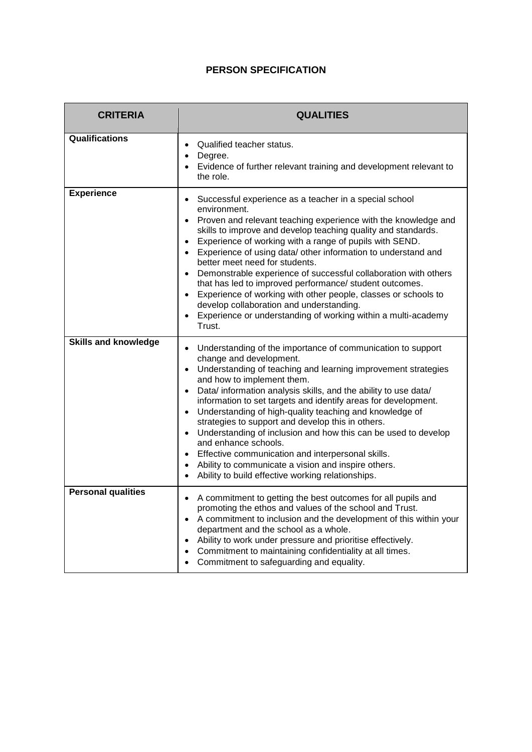# PERSON SPECIFICATION

| CRITERIA | QUALITIES |
|---|---|
| **Qualifications** | • Qualified teacher status.<br>• Degree.<br>• Evidence of further relevant training and development relevant to the role. |
| **Experience** | • Successful experience as a teacher in a special school environment.<br>• Proven and relevant teaching experience with the knowledge and skills to improve and develop teaching quality and standards.<br>• Experience of working with a range of pupils with SEND.<br>• Experience of using data/ other information to understand and better meet need for students.<br>• Demonstrable experience of successful collaboration with others that has led to improved performance/ student outcomes.<br>• Experience of working with other people, classes or schools to develop collaboration and understanding.<br>• Experience or understanding of working within a multi-academy Trust. |
| **Skills and knowledge** | • Understanding of the importance of communication to support change and development.<br>• Understanding of teaching and learning improvement strategies and how to implement them.<br>• Data/ information analysis skills, and the ability to use data/ information to set targets and identify areas for development.<br>• Understanding of high-quality teaching and knowledge of strategies to support and develop this in others.<br>• Understanding of inclusion and how this can be used to develop and enhance schools.<br>• Effective communication and interpersonal skills.<br>• Ability to communicate a vision and inspire others.<br>• Ability to build effective working relationships. |
| **Personal qualities** | • A commitment to getting the best outcomes for all pupils and promoting the ethos and values of the school and Trust.<br>• A commitment to inclusion and the development of this within your department and the school as a whole.<br>• Ability to work under pressure and prioritise effectively.<br>• Commitment to maintaining confidentiality at all times.<br>• Commitment to safeguarding and equality. |